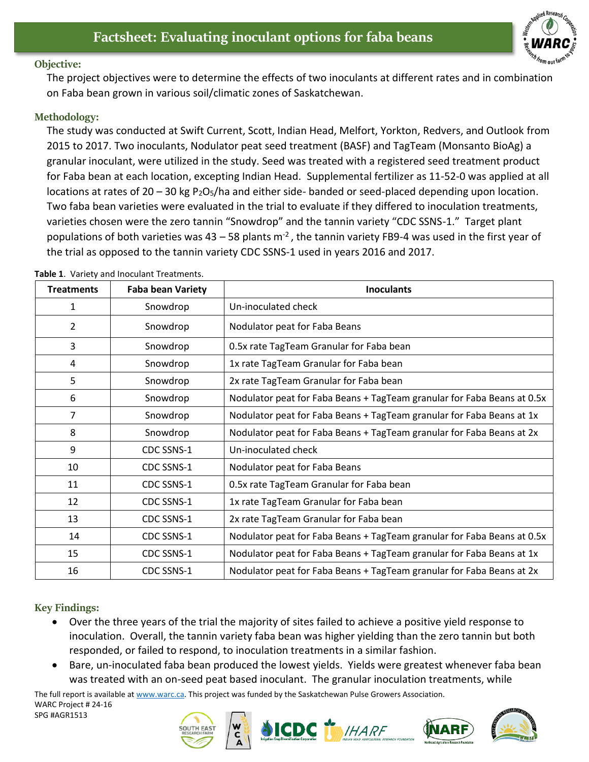# Factsheet: Evaluating inoculant options for faba beans

## Objective:

The project objectives were to determine the effects of two inoculants at different rates and in combination on Faba bean grown in various soil/climatic zones of Saskatchewan.

## Methodology:

The study was conducted at Swift Current, Scott, Indian Head, Melfort, Yorkton, Redvers, and Outlook from 2015 to 2017. Two inoculants, Nodulator peat seed treatment (BASF) and TagTeam (Monsanto BioAg) a granular inoculant, were utilized in the study. Seed was treated with a registered seed treatment product for Faba bean at each location, excepting Indian Head. Supplemental fertilizer as 11-52-0 was applied at all locations at rates of 20 – 30 kg $P_2O_5$/ha and either side- banded or seed-placed depending upon location. Two faba bean varieties were evaluated in the trial to evaluate if they differed to inoculation treatments, varieties chosen were the zero tannin "Snowdrop" and the tannin variety "CDC SSNS-1." Target plant populations of both varieties was 43 – 58 plants $m^{-2}$, the tannin variety FB9-4 was used in the first year of the trial as opposed to the tannin variety CDC SSNS-1 used in years 2016 and 2017.

**Table 1**. Variety and Inoculant Treatments.

| Treatments | Faba bean Variety | Inoculants |
|---|---|---|
| 1 | Snowdrop | Un-inoculated check |
| 2 | Snowdrop | Nodulator peat for Faba Beans |
| 3 | Snowdrop | 0.5x rate TagTeam Granular for Faba bean |
| 4 | Snowdrop | 1x rate TagTeam Granular for Faba bean |
| 5 | Snowdrop | 2x rate TagTeam Granular for Faba bean |
| 6 | Snowdrop | Nodulator peat for Faba Beans + TagTeam granular for Faba Beans at 0.5x |
| 7 | Snowdrop | Nodulator peat for Faba Beans + TagTeam granular for Faba Beans at 1x |
| 8 | Snowdrop | Nodulator peat for Faba Beans + TagTeam granular for Faba Beans at 2x |
| 9 | CDC SSNS-1 | Un-inoculated check |
| 10 | CDC SSNS-1 | Nodulator peat for Faba Beans |
| 11 | CDC SSNS-1 | 0.5x rate TagTeam Granular for Faba bean |
| 12 | CDC SSNS-1 | 1x rate TagTeam Granular for Faba bean |
| 13 | CDC SSNS-1 | 2x rate TagTeam Granular for Faba bean |
| 14 | CDC SSNS-1 | Nodulator peat for Faba Beans + TagTeam granular for Faba Beans at 0.5x |
| 15 | CDC SSNS-1 | Nodulator peat for Faba Beans + TagTeam granular for Faba Beans at 1x |
| 16 | CDC SSNS-1 | Nodulator peat for Faba Beans + TagTeam granular for Faba Beans at 2x |

## Key Findings:

- Over the three years of the trial the majority of sites failed to achieve a positive yield response to inoculation. Overall, the tannin variety faba bean was higher yielding than the zero tannin but both responded, or failed to respond, to inoculation treatments in a similar fashion.
- Bare, un-inoculated faba bean produced the lowest yields. Yields were greatest whenever faba bean was treated with an on-seed peat based inoculant. The granular inoculation treatments, while

The full report is available at www.warc.ca. This project was funded by the Saskatchewan Pulse Growers Association.
WARC Project # 24-16
SPG #AGR1513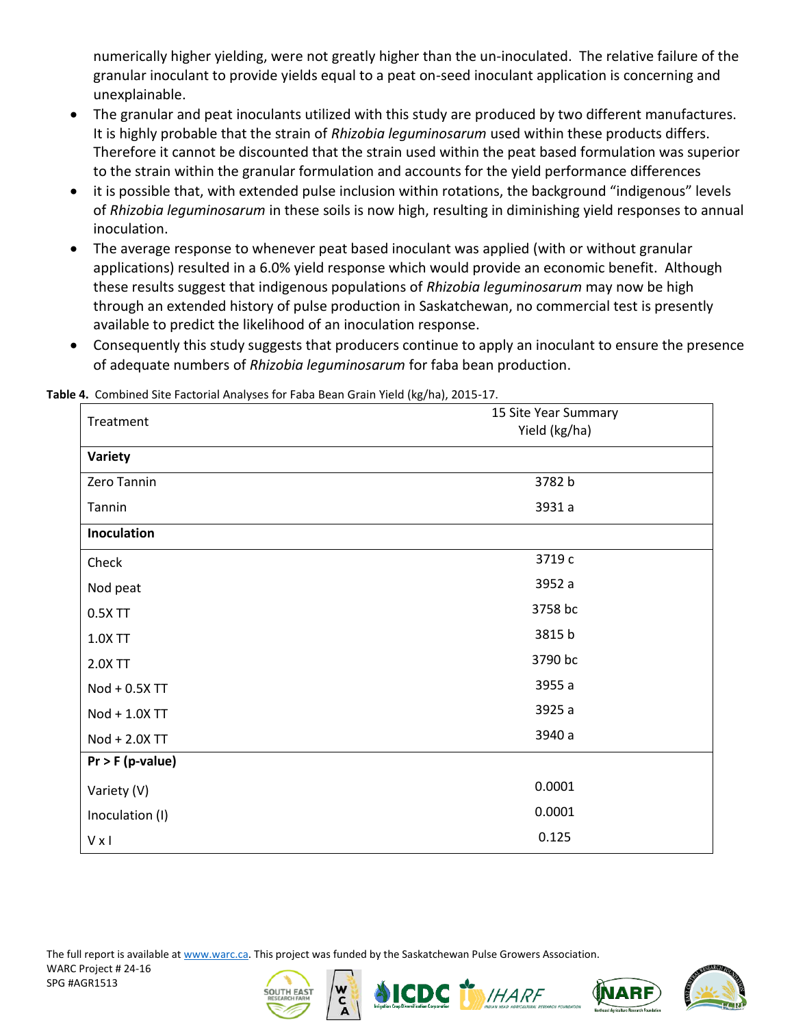numerically higher yielding, were not greatly higher than the un-inoculated. The relative failure of the granular inoculant to provide yields equal to a peat on-seed inoculant application is concerning and unexplainable.

- The granular and peat inoculants utilized with this study are produced by two different manufactures. It is highly probable that the strain of *Rhizobia leguminosarum* used within these products differs. Therefore it cannot be discounted that the strain used within the peat based formulation was superior to the strain within the granular formulation and accounts for the yield performance differences
- it is possible that, with extended pulse inclusion within rotations, the background "indigenous" levels of *Rhizobia leguminosarum* in these soils is now high, resulting in diminishing yield responses to annual inoculation.
- The average response to whenever peat based inoculant was applied (with or without granular applications) resulted in a 6.0% yield response which would provide an economic benefit. Although these results suggest that indigenous populations of *Rhizobia leguminosarum* may now be high through an extended history of pulse production in Saskatchewan, no commercial test is presently available to predict the likelihood of an inoculation response.
- Consequently this study suggests that producers continue to apply an inoculant to ensure the presence of adequate numbers of *Rhizobia leguminosarum* for faba bean production.

**Table 4.** Combined Site Factorial Analyses for Faba Bean Grain Yield (kg/ha), 2015-17.

| Treatment | 15 Site Year Summary Yield (kg/ha) |
|---|---|
| **Variety** | |
| Zero Tannin | 3782 b |
| Tannin | 3931 a |
| **Inoculation** | |
| Check | 3719 c |
| Nod peat | 3952 a |
| 0.5X TT | 3758 bc |
| 1.0X TT | 3815 b |
| 2.0X TT | 3790 bc |
| Nod + 0.5X TT | 3955 a |
| Nod + 1.0X TT | 3925 a |
| Nod + 2.0X TT | 3940 a |
| **Pr > F (p-value)** | |
| Variety (V) | 0.0001 |
| Inoculation (I) | 0.0001 |
| V x I | 0.125 |

The full report is available at www.warc.ca. This project was funded by the Saskatchewan Pulse Growers Association.
WARC Project # 24-16
SPG #AGR1513